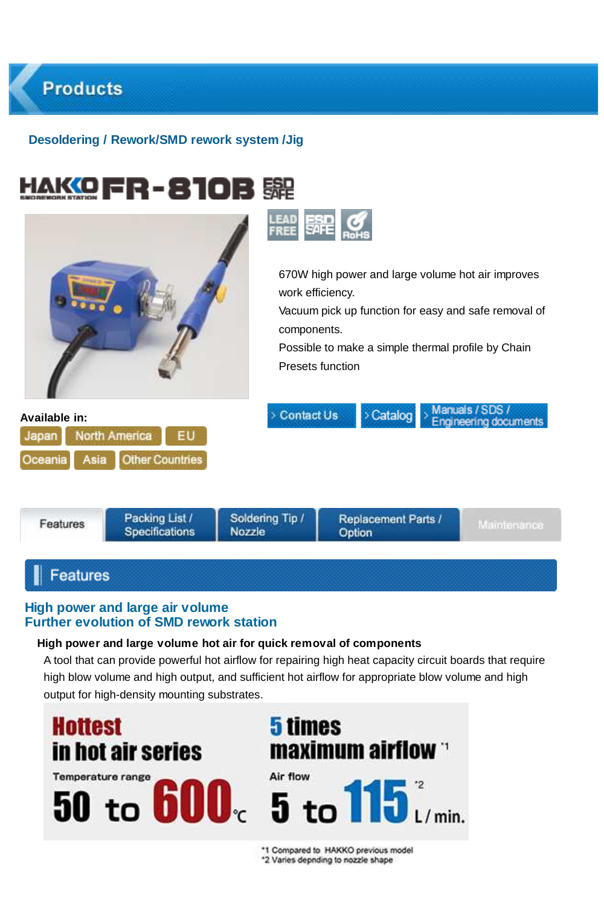# Products

**Desoldering / Rework/SMD rework system /Jig**

## HAKKO FR-810B ESD SAFE

LEAD FREE | ESD SAFE | RoHS

670W high power and large volume hot air improves work efficiency.
Vacuum pick up function for easy and safe removal of components.
Possible to make a simple thermal profile by Chain Presets function

**Available in:**
Japan | North America | EU
Oceania | Asia | Other Countries

> Contact Us | > Catalog | > Manuals / SDS / Engineering documents

Features | Packing List / Specifications | Soldering Tip / Nozzle | Replacement Parts / Option | Maintenance

## Features

### High power and large air volume
### Further evolution of SMD rework station

**High power and large volume hot air for quick removal of components**

A tool that can provide powerful hot airflow for repairing high heat capacity circuit boards that require high blow volume and high output, and sufficient hot airflow for appropriate blow volume and high output for high-density mounting substrates.

**Hottest in hot air series**
Temperature range
**50 to 600℃**

**5 times maximum airflow** [*1]
Air flow
**5 to 115** [*2] **L/min.**

*1 Compared to HAKKO previous model
*2 Varies depnding to nozzle shape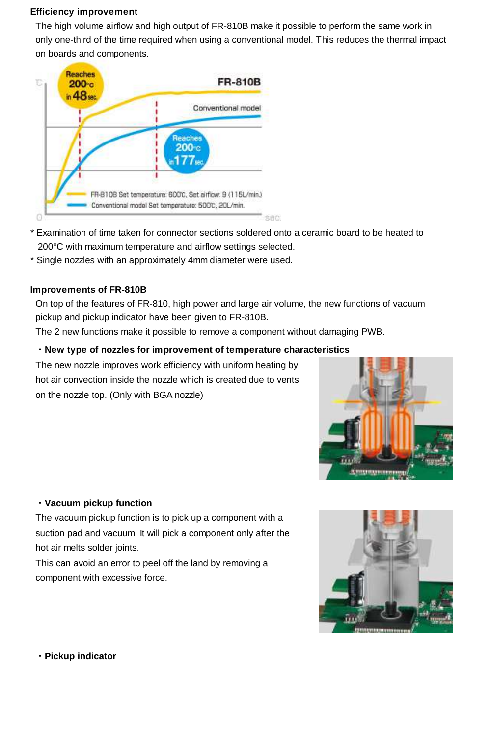**Efficiency improvement**

The high volume airflow and high output of FR-810B make it possible to perform the same work in only one-third of the time required when using a conventional model. This reduces the thermal impact on boards and components.

\* Examination of time taken for connector sections soldered onto a ceramic board to be heated to 200°C with maximum temperature and airflow settings selected.

\* Single nozzles with an approximately 4mm diameter were used.

**Improvements of FR-810B**

On top of the features of FR-810, high power and large air volume, the new functions of vacuum pickup and pickup indicator have been given to FR-810B.

The 2 new functions make it possible to remove a component without damaging PWB.

**・New type of nozzles for improvement of temperature characteristics**

The new nozzle improves work efficiency with uniform heating by hot air convection inside the nozzle which is created due to vents on the nozzle top. (Only with BGA nozzle)

**・Vacuum pickup function**

The vacuum pickup function is to pick up a component with a suction pad and vacuum. It will pick a component only after the hot air melts solder joints.

This can avoid an error to peel off the land by removing a component with excessive force.

**・Pickup indicator**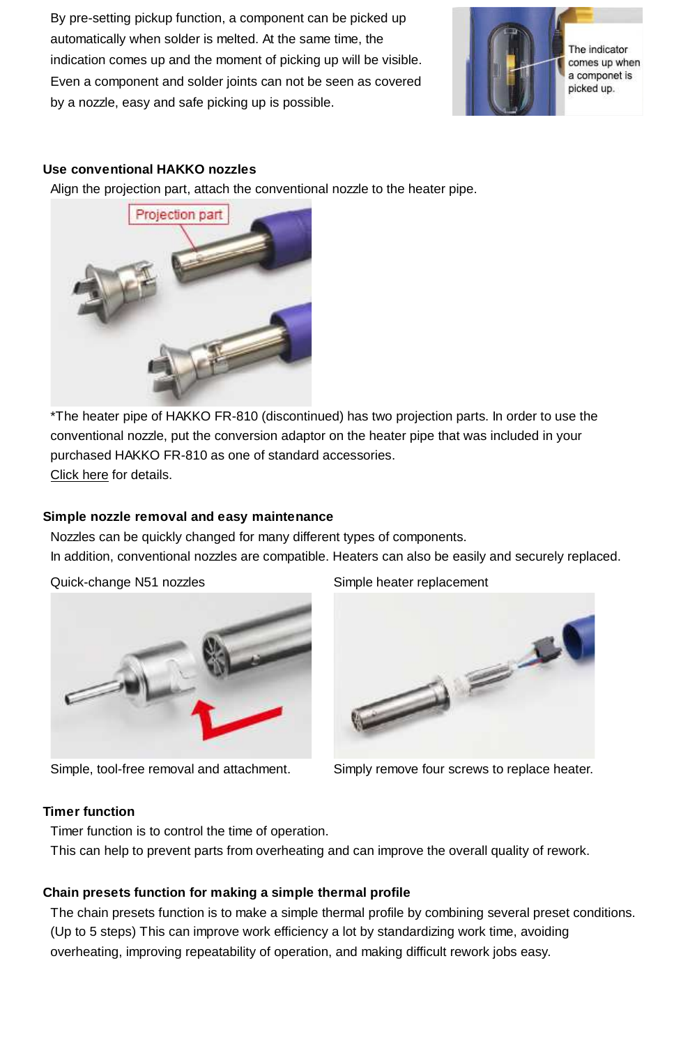By pre-setting pickup function, a component can be picked up automatically when solder is melted. At the same time, the indication comes up and the moment of picking up will be visible. Even a component and solder joints can not be seen as covered by a nozzle, easy and safe picking up is possible.

The indicator comes up when a componet is picked up.

### Use conventional HAKKO nozzles

Align the projection part, attach the conventional nozzle to the heater pipe.

Projection part

*The heater pipe of HAKKO FR-810 (discontinued) has two projection parts. In order to use the conventional nozzle, put the conversion adaptor on the heater pipe that was included in your purchased HAKKO FR-810 as one of standard accessories.
Click here for details.

### Simple nozzle removal and easy maintenance

Nozzles can be quickly changed for many different types of components.
In addition, conventional nozzles are compatible. Heaters can also be easily and securely replaced.

Quick-change N51 nozzles

Simple, tool-free removal and attachment.

Simple heater replacement

Simply remove four screws to replace heater.

### Timer function

Timer function is to control the time of operation.
This can help to prevent parts from overheating and can improve the overall quality of rework.

### Chain presets function for making a simple thermal profile

The chain presets function is to make a simple thermal profile by combining several preset conditions. (Up to 5 steps) This can improve work efficiency a lot by standardizing work time, avoiding overheating, improving repeatability of operation, and making difficult rework jobs easy.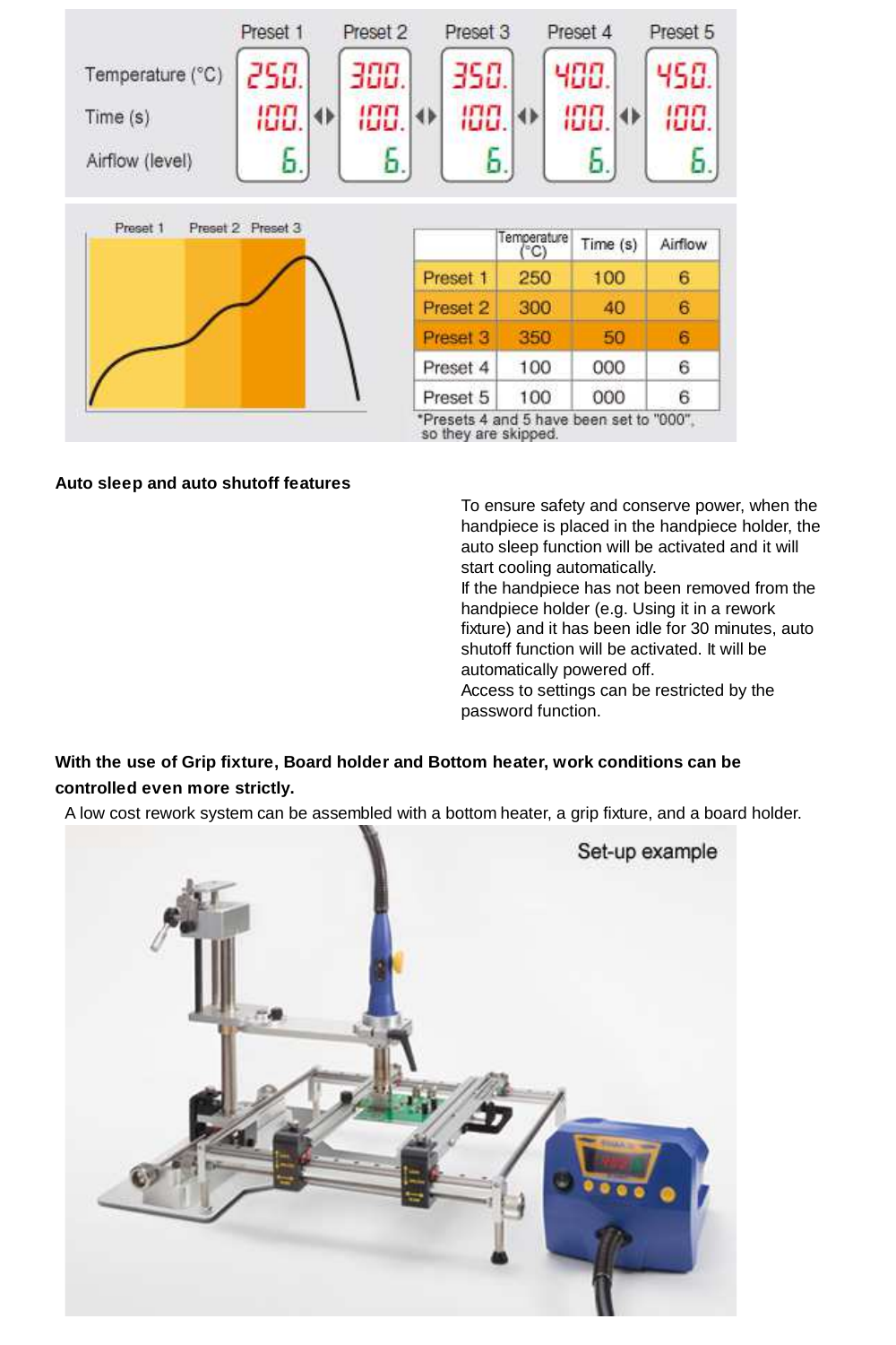| | Preset 1 | Preset 2 | Preset 3 | Preset 4 | Preset 5 |
|---|---|---|---|---|---|
| Temperature (°C) | 250. | 300. | 350. | 400. | 450. |
| Time (s) | 100. | 100. | 100. | 100. | 100. |
| Airflow (level) | 6. | 6. | 6. | 6. | 6. |

| | Temperature (°C) | Time (s) | Airflow |
|---|---|---|---|
| Preset 1 | 250 | 100 | 6 |
| Preset 2 | 300 | 40 | 6 |
| Preset 3 | 350 | 50 | 6 |
| Preset 4 | 100 | 000 | 6 |
| Preset 5 | 100 | 000 | 6 |

*Presets 4 and 5 have been set to "000", so they are skipped.

**Auto sleep and auto shutoff features**

To ensure safety and conserve power, when the handpiece is placed in the handpiece holder, the auto sleep function will be activated and it will start cooling automatically.
If the handpiece has not been removed from the handpiece holder (e.g. Using it in a rework fixture) and it has been idle for 30 minutes, auto shutoff function will be activated. It will be automatically powered off.
Access to settings can be restricted by the password function.

**With the use of Grip fixture, Board holder and Bottom heater, work conditions can be controlled even more strictly.**

A low cost rework system can be assembled with a bottom heater, a grip fixture, and a board holder.

Set-up example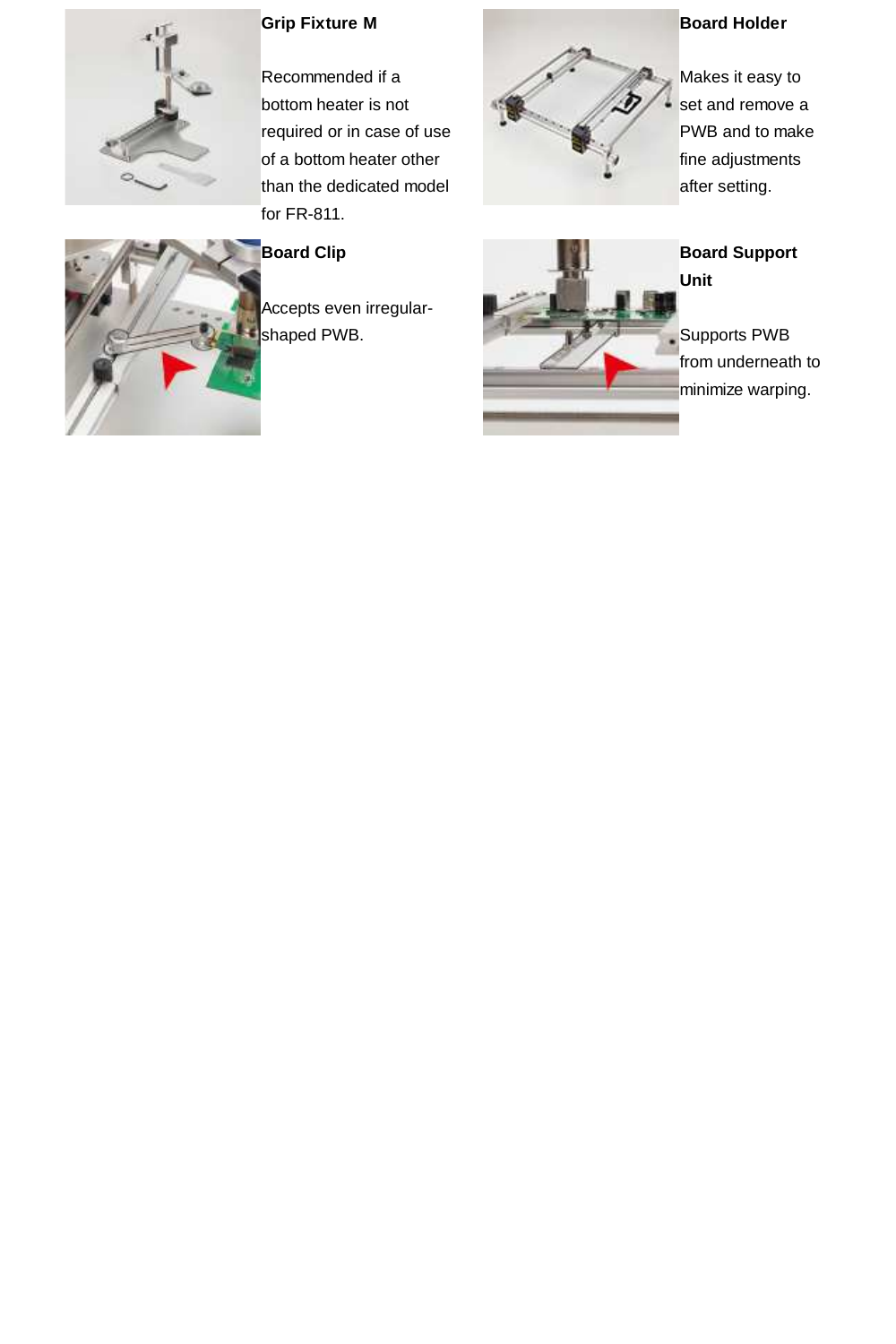**Grip Fixture M**

Recommended if a bottom heater is not required or in case of use of a bottom heater other than the dedicated model for FR-811.

**Board Holder**

Makes it easy to set and remove a PWB and to make fine adjustments after setting.

**Board Clip**

Accepts even irregular-shaped PWB.

**Board Support Unit**

Supports PWB from underneath to minimize warping.